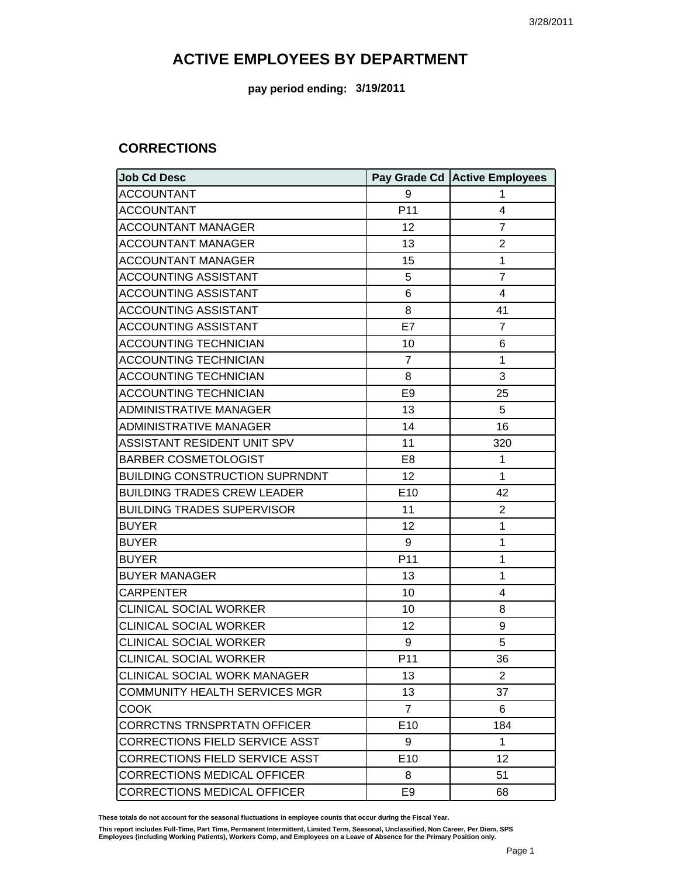# ACTIVE EMPLOYEES BY DEPARTMENT

**pay period ending: 3/19/2011**

## CORRECTIONS

| Job Cd Desc | Pay Grade Cd | Active Employees |
|---|---|---|
| ACCOUNTANT | 9 | 1 |
| ACCOUNTANT | P11 | 4 |
| ACCOUNTANT MANAGER | 12 | 7 |
| ACCOUNTANT MANAGER | 13 | 2 |
| ACCOUNTANT MANAGER | 15 | 1 |
| ACCOUNTING ASSISTANT | 5 | 7 |
| ACCOUNTING ASSISTANT | 6 | 4 |
| ACCOUNTING ASSISTANT | 8 | 41 |
| ACCOUNTING ASSISTANT | E7 | 7 |
| ACCOUNTING TECHNICIAN | 10 | 6 |
| ACCOUNTING TECHNICIAN | 7 | 1 |
| ACCOUNTING TECHNICIAN | 8 | 3 |
| ACCOUNTING TECHNICIAN | E9 | 25 |
| ADMINISTRATIVE MANAGER | 13 | 5 |
| ADMINISTRATIVE MANAGER | 14 | 16 |
| ASSISTANT RESIDENT UNIT SPV | 11 | 320 |
| BARBER COSMETOLOGIST | E8 | 1 |
| BUILDING CONSTRUCTION SUPRNDNT | 12 | 1 |
| BUILDING TRADES CREW LEADER | E10 | 42 |
| BUILDING TRADES SUPERVISOR | 11 | 2 |
| BUYER | 12 | 1 |
| BUYER | 9 | 1 |
| BUYER | P11 | 1 |
| BUYER MANAGER | 13 | 1 |
| CARPENTER | 10 | 4 |
| CLINICAL SOCIAL WORKER | 10 | 8 |
| CLINICAL SOCIAL WORKER | 12 | 9 |
| CLINICAL SOCIAL WORKER | 9 | 5 |
| CLINICAL SOCIAL WORKER | P11 | 36 |
| CLINICAL SOCIAL WORK MANAGER | 13 | 2 |
| COMMUNITY HEALTH SERVICES MGR | 13 | 37 |
| COOK | 7 | 6 |
| CORRCTNS TRNSPRTATN OFFICER | E10 | 184 |
| CORRECTIONS FIELD SERVICE ASST | 9 | 1 |
| CORRECTIONS FIELD SERVICE ASST | E10 | 12 |
| CORRECTIONS MEDICAL OFFICER | 8 | 51 |
| CORRECTIONS MEDICAL OFFICER | E9 | 68 |

These totals do not account for the seasonal fluctuations in employee counts that occur during the Fiscal Year.

This report includes Full-Time, Part Time, Permanent Intermittent, Limited Term, Seasonal, Unclassified, Non Career, Per Diem, SPS Employees (including Working Patients), Workers Comp, and Employees on a Leave of Absence for the Primary Position only.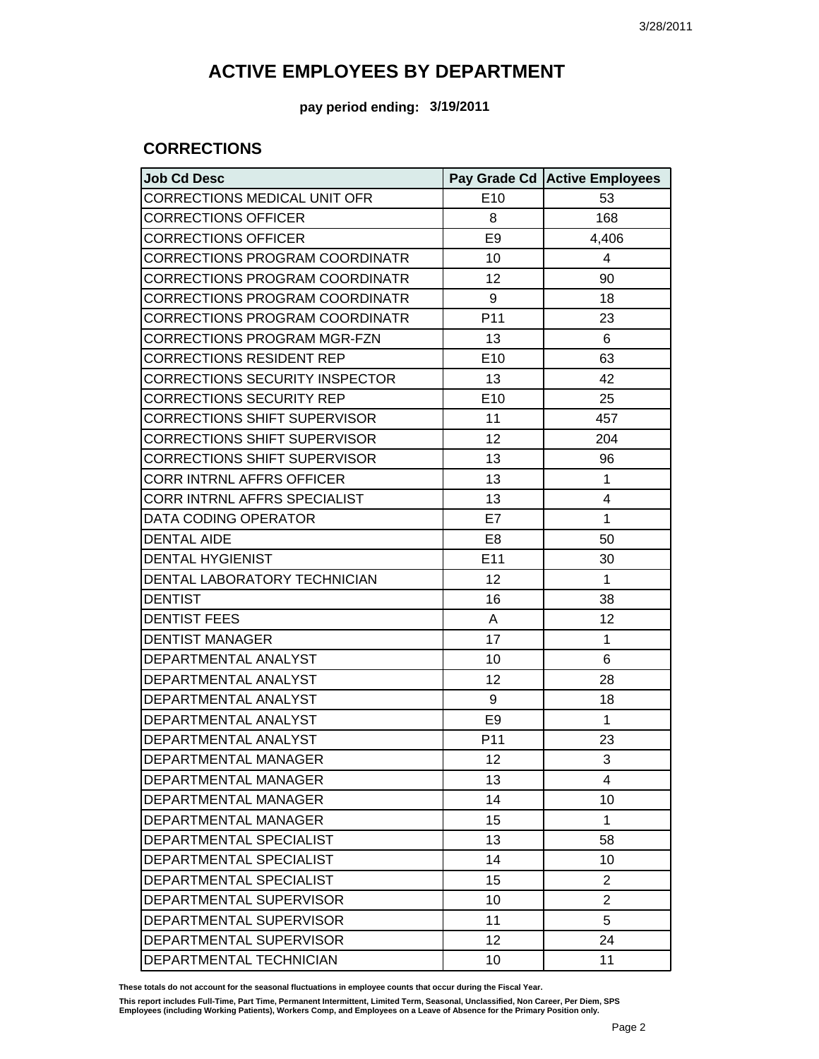# ACTIVE EMPLOYEES BY DEPARTMENT

**pay period ending: 3/19/2011**

## CORRECTIONS

| Job Cd Desc | Pay Grade Cd | Active Employees |
|---|---|---|
| CORRECTIONS MEDICAL UNIT OFR | E10 | 53 |
| CORRECTIONS OFFICER | 8 | 168 |
| CORRECTIONS OFFICER | E9 | 4,406 |
| CORRECTIONS PROGRAM COORDINATR | 10 | 4 |
| CORRECTIONS PROGRAM COORDINATR | 12 | 90 |
| CORRECTIONS PROGRAM COORDINATR | 9 | 18 |
| CORRECTIONS PROGRAM COORDINATR | P11 | 23 |
| CORRECTIONS PROGRAM MGR-FZN | 13 | 6 |
| CORRECTIONS RESIDENT REP | E10 | 63 |
| CORRECTIONS SECURITY INSPECTOR | 13 | 42 |
| CORRECTIONS SECURITY REP | E10 | 25 |
| CORRECTIONS SHIFT SUPERVISOR | 11 | 457 |
| CORRECTIONS SHIFT SUPERVISOR | 12 | 204 |
| CORRECTIONS SHIFT SUPERVISOR | 13 | 96 |
| CORR INTRNL AFFRS OFFICER | 13 | 1 |
| CORR INTRNL AFFRS SPECIALIST | 13 | 4 |
| DATA CODING OPERATOR | E7 | 1 |
| DENTAL AIDE | E8 | 50 |
| DENTAL HYGIENIST | E11 | 30 |
| DENTAL LABORATORY TECHNICIAN | 12 | 1 |
| DENTIST | 16 | 38 |
| DENTIST FEES | A | 12 |
| DENTIST MANAGER | 17 | 1 |
| DEPARTMENTAL ANALYST | 10 | 6 |
| DEPARTMENTAL ANALYST | 12 | 28 |
| DEPARTMENTAL ANALYST | 9 | 18 |
| DEPARTMENTAL ANALYST | E9 | 1 |
| DEPARTMENTAL ANALYST | P11 | 23 |
| DEPARTMENTAL MANAGER | 12 | 3 |
| DEPARTMENTAL MANAGER | 13 | 4 |
| DEPARTMENTAL MANAGER | 14 | 10 |
| DEPARTMENTAL MANAGER | 15 | 1 |
| DEPARTMENTAL SPECIALIST | 13 | 58 |
| DEPARTMENTAL SPECIALIST | 14 | 10 |
| DEPARTMENTAL SPECIALIST | 15 | 2 |
| DEPARTMENTAL SUPERVISOR | 10 | 2 |
| DEPARTMENTAL SUPERVISOR | 11 | 5 |
| DEPARTMENTAL SUPERVISOR | 12 | 24 |
| DEPARTMENTAL TECHNICIAN | 10 | 11 |

**These totals do not account for the seasonal fluctuations in employee counts that occur during the Fiscal Year.**

**This report includes Full-Time, Part Time, Permanent Intermittent, Limited Term, Seasonal, Unclassified, Non Career, Per Diem, SPS Employees (including Working Patients), Workers Comp, and Employees on a Leave of Absence for the Primary Position only.**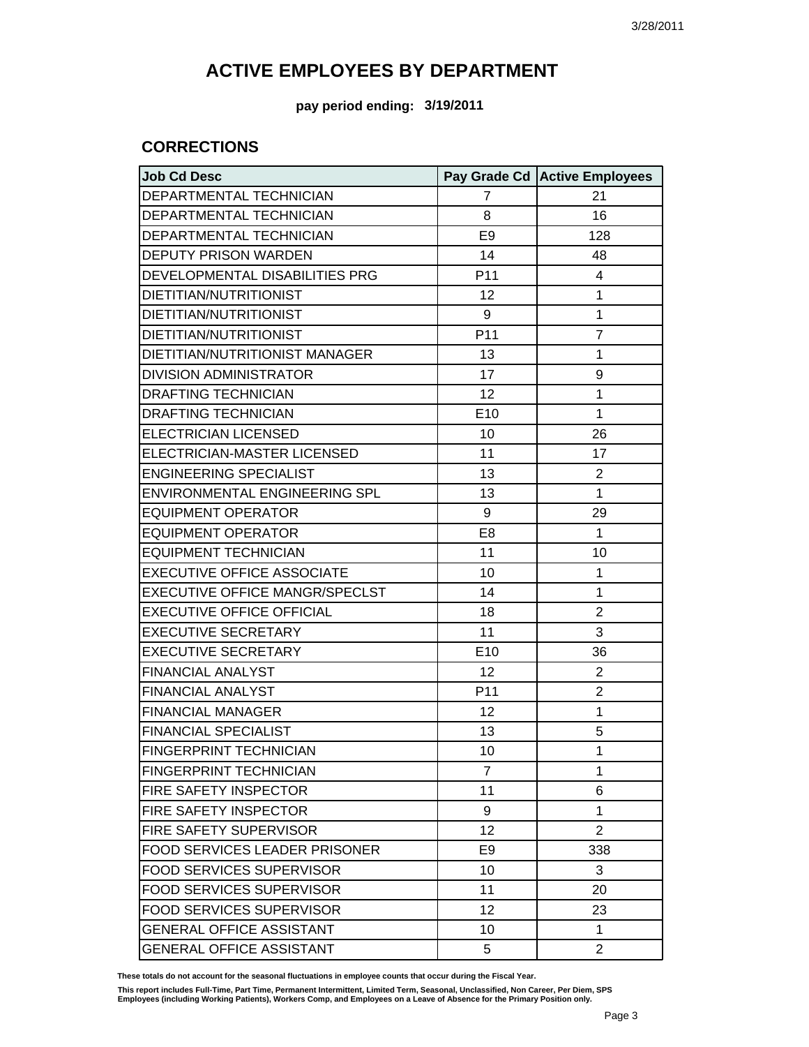# ACTIVE EMPLOYEES BY DEPARTMENT

**pay period ending: 3/19/2011**

## CORRECTIONS

| Job Cd Desc | Pay Grade Cd | Active Employees |
|---|---|---|
| DEPARTMENTAL TECHNICIAN | 7 | 21 |
| DEPARTMENTAL TECHNICIAN | 8 | 16 |
| DEPARTMENTAL TECHNICIAN | E9 | 128 |
| DEPUTY PRISON WARDEN | 14 | 48 |
| DEVELOPMENTAL DISABILITIES PRG | P11 | 4 |
| DIETITIAN/NUTRITIONIST | 12 | 1 |
| DIETITIAN/NUTRITIONIST | 9 | 1 |
| DIETITIAN/NUTRITIONIST | P11 | 7 |
| DIETITIAN/NUTRITIONIST MANAGER | 13 | 1 |
| DIVISION ADMINISTRATOR | 17 | 9 |
| DRAFTING TECHNICIAN | 12 | 1 |
| DRAFTING TECHNICIAN | E10 | 1 |
| ELECTRICIAN LICENSED | 10 | 26 |
| ELECTRICIAN-MASTER LICENSED | 11 | 17 |
| ENGINEERING SPECIALIST | 13 | 2 |
| ENVIRONMENTAL ENGINEERING SPL | 13 | 1 |
| EQUIPMENT OPERATOR | 9 | 29 |
| EQUIPMENT OPERATOR | E8 | 1 |
| EQUIPMENT TECHNICIAN | 11 | 10 |
| EXECUTIVE OFFICE ASSOCIATE | 10 | 1 |
| EXECUTIVE OFFICE MANGR/SPECLST | 14 | 1 |
| EXECUTIVE OFFICE OFFICIAL | 18 | 2 |
| EXECUTIVE SECRETARY | 11 | 3 |
| EXECUTIVE SECRETARY | E10 | 36 |
| FINANCIAL ANALYST | 12 | 2 |
| FINANCIAL ANALYST | P11 | 2 |
| FINANCIAL MANAGER | 12 | 1 |
| FINANCIAL SPECIALIST | 13 | 5 |
| FINGERPRINT TECHNICIAN | 10 | 1 |
| FINGERPRINT TECHNICIAN | 7 | 1 |
| FIRE SAFETY INSPECTOR | 11 | 6 |
| FIRE SAFETY INSPECTOR | 9 | 1 |
| FIRE SAFETY SUPERVISOR | 12 | 2 |
| FOOD SERVICES LEADER PRISONER | E9 | 338 |
| FOOD SERVICES SUPERVISOR | 10 | 3 |
| FOOD SERVICES SUPERVISOR | 11 | 20 |
| FOOD SERVICES SUPERVISOR | 12 | 23 |
| GENERAL OFFICE ASSISTANT | 10 | 1 |
| GENERAL OFFICE ASSISTANT | 5 | 2 |

**These totals do not account for the seasonal fluctuations in employee counts that occur during the Fiscal Year.**

**This report includes Full-Time, Part Time, Permanent Intermittent, Limited Term, Seasonal, Unclassified, Non Career, Per Diem, SPS Employees (including Working Patients), Workers Comp, and Employees on a Leave of Absence for the Primary Position only.**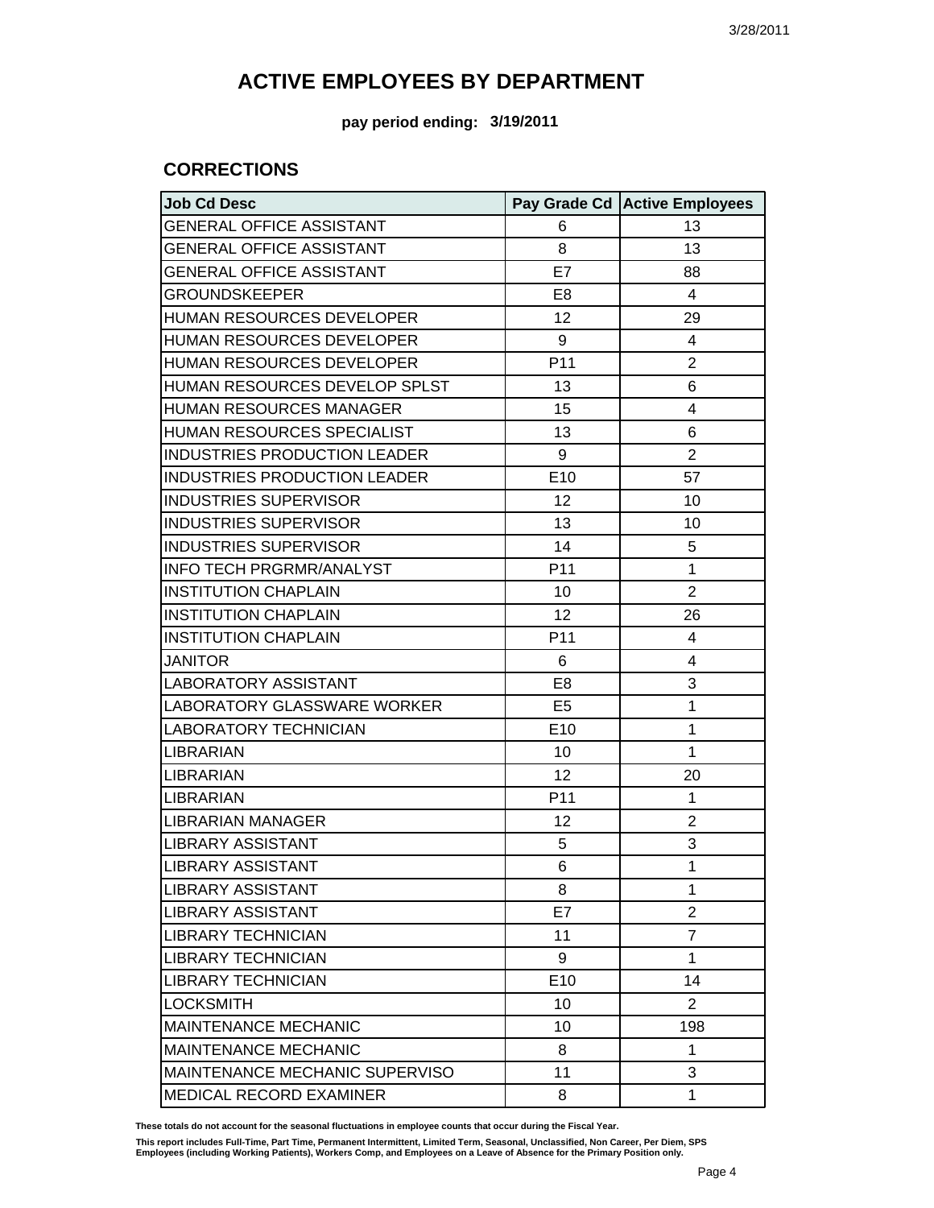# ACTIVE EMPLOYEES BY DEPARTMENT

**pay period ending: 3/19/2011**

## CORRECTIONS

| Job Cd Desc | Pay Grade Cd | Active Employees |
|---|---|---|
| GENERAL OFFICE ASSISTANT | 6 | 13 |
| GENERAL OFFICE ASSISTANT | 8 | 13 |
| GENERAL OFFICE ASSISTANT | E7 | 88 |
| GROUNDSKEEPER | E8 | 4 |
| HUMAN RESOURCES DEVELOPER | 12 | 29 |
| HUMAN RESOURCES DEVELOPER | 9 | 4 |
| HUMAN RESOURCES DEVELOPER | P11 | 2 |
| HUMAN RESOURCES DEVELOP SPLST | 13 | 6 |
| HUMAN RESOURCES MANAGER | 15 | 4 |
| HUMAN RESOURCES SPECIALIST | 13 | 6 |
| INDUSTRIES PRODUCTION LEADER | 9 | 2 |
| INDUSTRIES PRODUCTION LEADER | E10 | 57 |
| INDUSTRIES SUPERVISOR | 12 | 10 |
| INDUSTRIES SUPERVISOR | 13 | 10 |
| INDUSTRIES SUPERVISOR | 14 | 5 |
| INFO TECH PRGRMR/ANALYST | P11 | 1 |
| INSTITUTION CHAPLAIN | 10 | 2 |
| INSTITUTION CHAPLAIN | 12 | 26 |
| INSTITUTION CHAPLAIN | P11 | 4 |
| JANITOR | 6 | 4 |
| LABORATORY ASSISTANT | E8 | 3 |
| LABORATORY GLASSWARE WORKER | E5 | 1 |
| LABORATORY TECHNICIAN | E10 | 1 |
| LIBRARIAN | 10 | 1 |
| LIBRARIAN | 12 | 20 |
| LIBRARIAN | P11 | 1 |
| LIBRARIAN MANAGER | 12 | 2 |
| LIBRARY ASSISTANT | 5 | 3 |
| LIBRARY ASSISTANT | 6 | 1 |
| LIBRARY ASSISTANT | 8 | 1 |
| LIBRARY ASSISTANT | E7 | 2 |
| LIBRARY TECHNICIAN | 11 | 7 |
| LIBRARY TECHNICIAN | 9 | 1 |
| LIBRARY TECHNICIAN | E10 | 14 |
| LOCKSMITH | 10 | 2 |
| MAINTENANCE MECHANIC | 10 | 198 |
| MAINTENANCE MECHANIC | 8 | 1 |
| MAINTENANCE MECHANIC SUPERVISO | 11 | 3 |
| MEDICAL RECORD EXAMINER | 8 | 1 |

**These totals do not account for the seasonal fluctuations in employee counts that occur during the Fiscal Year.**

**This report includes Full-Time, Part Time, Permanent Intermittent, Limited Term, Seasonal, Unclassified, Non Career, Per Diem, SPS Employees (including Working Patients), Workers Comp, and Employees on a Leave of Absence for the Primary Position only.**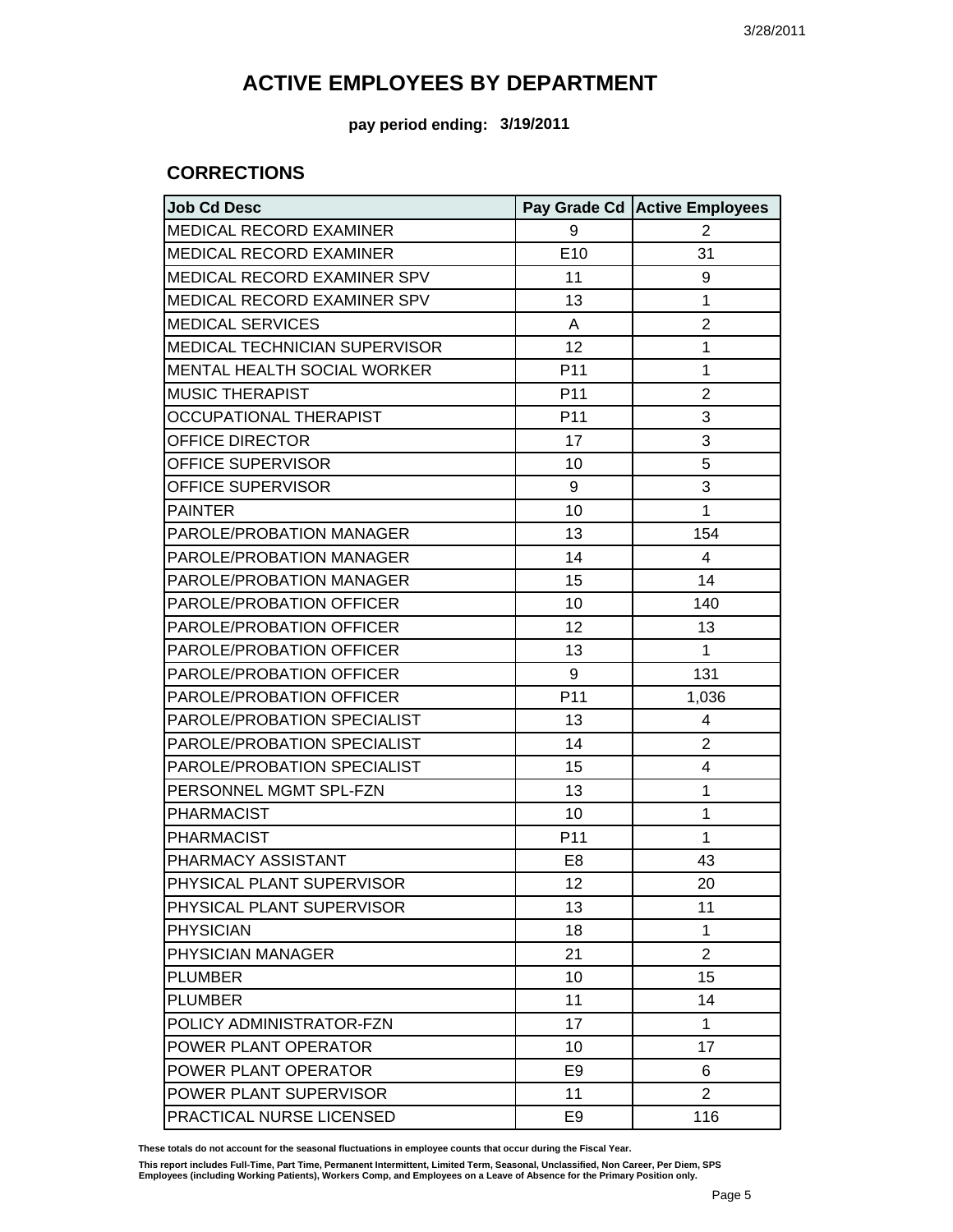# ACTIVE EMPLOYEES BY DEPARTMENT

**pay period ending: 3/19/2011**

## CORRECTIONS

| Job Cd Desc | Pay Grade Cd | Active Employees |
|---|---|---|
| MEDICAL RECORD EXAMINER | 9 | 2 |
| MEDICAL RECORD EXAMINER | E10 | 31 |
| MEDICAL RECORD EXAMINER SPV | 11 | 9 |
| MEDICAL RECORD EXAMINER SPV | 13 | 1 |
| MEDICAL SERVICES | A | 2 |
| MEDICAL TECHNICIAN SUPERVISOR | 12 | 1 |
| MENTAL HEALTH SOCIAL WORKER | P11 | 1 |
| MUSIC THERAPIST | P11 | 2 |
| OCCUPATIONAL THERAPIST | P11 | 3 |
| OFFICE DIRECTOR | 17 | 3 |
| OFFICE SUPERVISOR | 10 | 5 |
| OFFICE SUPERVISOR | 9 | 3 |
| PAINTER | 10 | 1 |
| PAROLE/PROBATION MANAGER | 13 | 154 |
| PAROLE/PROBATION MANAGER | 14 | 4 |
| PAROLE/PROBATION MANAGER | 15 | 14 |
| PAROLE/PROBATION OFFICER | 10 | 140 |
| PAROLE/PROBATION OFFICER | 12 | 13 |
| PAROLE/PROBATION OFFICER | 13 | 1 |
| PAROLE/PROBATION OFFICER | 9 | 131 |
| PAROLE/PROBATION OFFICER | P11 | 1,036 |
| PAROLE/PROBATION SPECIALIST | 13 | 4 |
| PAROLE/PROBATION SPECIALIST | 14 | 2 |
| PAROLE/PROBATION SPECIALIST | 15 | 4 |
| PERSONNEL MGMT SPL-FZN | 13 | 1 |
| PHARMACIST | 10 | 1 |
| PHARMACIST | P11 | 1 |
| PHARMACY ASSISTANT | E8 | 43 |
| PHYSICAL PLANT SUPERVISOR | 12 | 20 |
| PHYSICAL PLANT SUPERVISOR | 13 | 11 |
| PHYSICIAN | 18 | 1 |
| PHYSICIAN MANAGER | 21 | 2 |
| PLUMBER | 10 | 15 |
| PLUMBER | 11 | 14 |
| POLICY ADMINISTRATOR-FZN | 17 | 1 |
| POWER PLANT OPERATOR | 10 | 17 |
| POWER PLANT OPERATOR | E9 | 6 |
| POWER PLANT SUPERVISOR | 11 | 2 |
| PRACTICAL NURSE LICENSED | E9 | 116 |

**These totals do not account for the seasonal fluctuations in employee counts that occur during the Fiscal Year.**

**This report includes Full-Time, Part Time, Permanent Intermittent, Limited Term, Seasonal, Unclassified, Non Career, Per Diem, SPS Employees (including Working Patients), Workers Comp, and Employees on a Leave of Absence for the Primary Position only.**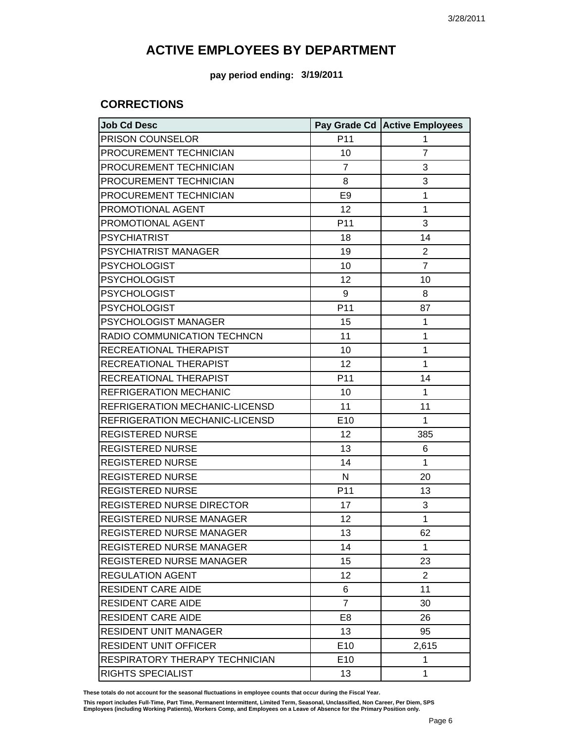# ACTIVE EMPLOYEES BY DEPARTMENT

**pay period ending: 3/19/2011**

## CORRECTIONS

| Job Cd Desc | Pay Grade Cd | Active Employees |
|---|---|---|
| PRISON COUNSELOR | P11 | 1 |
| PROCUREMENT TECHNICIAN | 10 | 7 |
| PROCUREMENT TECHNICIAN | 7 | 3 |
| PROCUREMENT TECHNICIAN | 8 | 3 |
| PROCUREMENT TECHNICIAN | E9 | 1 |
| PROMOTIONAL AGENT | 12 | 1 |
| PROMOTIONAL AGENT | P11 | 3 |
| PSYCHIATRIST | 18 | 14 |
| PSYCHIATRIST MANAGER | 19 | 2 |
| PSYCHOLOGIST | 10 | 7 |
| PSYCHOLOGIST | 12 | 10 |
| PSYCHOLOGIST | 9 | 8 |
| PSYCHOLOGIST | P11 | 87 |
| PSYCHOLOGIST MANAGER | 15 | 1 |
| RADIO COMMUNICATION TECHNCN | 11 | 1 |
| RECREATIONAL THERAPIST | 10 | 1 |
| RECREATIONAL THERAPIST | 12 | 1 |
| RECREATIONAL THERAPIST | P11 | 14 |
| REFRIGERATION MECHANIC | 10 | 1 |
| REFRIGERATION MECHANIC-LICENSD | 11 | 11 |
| REFRIGERATION MECHANIC-LICENSD | E10 | 1 |
| REGISTERED NURSE | 12 | 385 |
| REGISTERED NURSE | 13 | 6 |
| REGISTERED NURSE | 14 | 1 |
| REGISTERED NURSE | N | 20 |
| REGISTERED NURSE | P11 | 13 |
| REGISTERED NURSE DIRECTOR | 17 | 3 |
| REGISTERED NURSE MANAGER | 12 | 1 |
| REGISTERED NURSE MANAGER | 13 | 62 |
| REGISTERED NURSE MANAGER | 14 | 1 |
| REGISTERED NURSE MANAGER | 15 | 23 |
| REGULATION AGENT | 12 | 2 |
| RESIDENT CARE AIDE | 6 | 11 |
| RESIDENT CARE AIDE | 7 | 30 |
| RESIDENT CARE AIDE | E8 | 26 |
| RESIDENT UNIT MANAGER | 13 | 95 |
| RESIDENT UNIT OFFICER | E10 | 2,615 |
| RESPIRATORY THERAPY TECHNICIAN | E10 | 1 |
| RIGHTS SPECIALIST | 13 | 1 |

**These totals do not account for the seasonal fluctuations in employee counts that occur during the Fiscal Year.**

**This report includes Full-Time, Part Time, Permanent Intermittent, Limited Term, Seasonal, Unclassified, Non Career, Per Diem, SPS Employees (including Working Patients), Workers Comp, and Employees on a Leave of Absence for the Primary Position only.**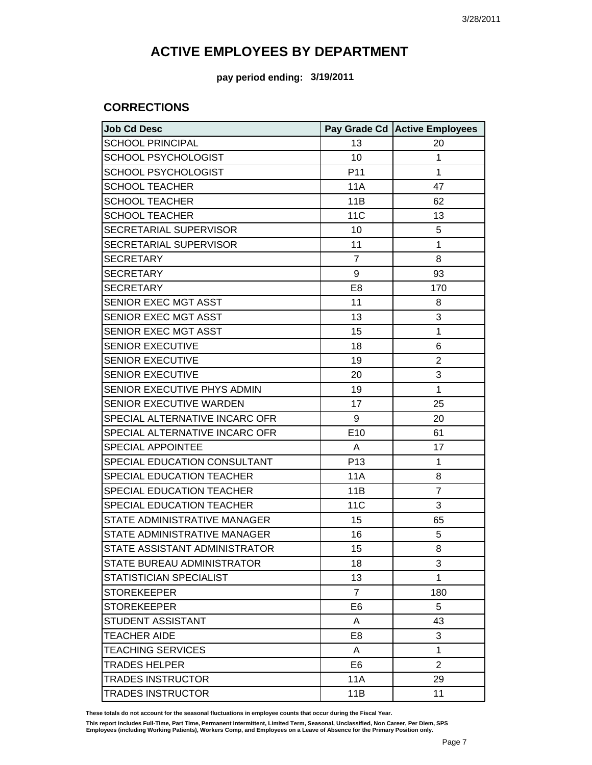3/28/2011

# ACTIVE EMPLOYEES BY DEPARTMENT

**pay period ending: 3/19/2011**

## CORRECTIONS

| Job Cd Desc | Pay Grade Cd | Active Employees |
|---|---|---|
| SCHOOL PRINCIPAL | 13 | 20 |
| SCHOOL PSYCHOLOGIST | 10 | 1 |
| SCHOOL PSYCHOLOGIST | P11 | 1 |
| SCHOOL TEACHER | 11A | 47 |
| SCHOOL TEACHER | 11B | 62 |
| SCHOOL TEACHER | 11C | 13 |
| SECRETARIAL SUPERVISOR | 10 | 5 |
| SECRETARIAL SUPERVISOR | 11 | 1 |
| SECRETARY | 7 | 8 |
| SECRETARY | 9 | 93 |
| SECRETARY | E8 | 170 |
| SENIOR EXEC MGT ASST | 11 | 8 |
| SENIOR EXEC MGT ASST | 13 | 3 |
| SENIOR EXEC MGT ASST | 15 | 1 |
| SENIOR EXECUTIVE | 18 | 6 |
| SENIOR EXECUTIVE | 19 | 2 |
| SENIOR EXECUTIVE | 20 | 3 |
| SENIOR EXECUTIVE PHYS ADMIN | 19 | 1 |
| SENIOR EXECUTIVE WARDEN | 17 | 25 |
| SPECIAL ALTERNATIVE INCARC OFR | 9 | 20 |
| SPECIAL ALTERNATIVE INCARC OFR | E10 | 61 |
| SPECIAL APPOINTEE | A | 17 |
| SPECIAL EDUCATION CONSULTANT | P13 | 1 |
| SPECIAL EDUCATION TEACHER | 11A | 8 |
| SPECIAL EDUCATION TEACHER | 11B | 7 |
| SPECIAL EDUCATION TEACHER | 11C | 3 |
| STATE ADMINISTRATIVE MANAGER | 15 | 65 |
| STATE ADMINISTRATIVE MANAGER | 16 | 5 |
| STATE ASSISTANT ADMINISTRATOR | 15 | 8 |
| STATE BUREAU ADMINISTRATOR | 18 | 3 |
| STATISTICIAN SPECIALIST | 13 | 1 |
| STOREKEEPER | 7 | 180 |
| STOREKEEPER | E6 | 5 |
| STUDENT ASSISTANT | A | 43 |
| TEACHER AIDE | E8 | 3 |
| TEACHING SERVICES | A | 1 |
| TRADES HELPER | E6 | 2 |
| TRADES INSTRUCTOR | 11A | 29 |
| TRADES INSTRUCTOR | 11B | 11 |

**These totals do not account for the seasonal fluctuations in employee counts that occur during the Fiscal Year.**

**This report includes Full-Time, Part Time, Permanent Intermittent, Limited Term, Seasonal, Unclassified, Non Career, Per Diem, SPS Employees (including Working Patients), Workers Comp, and Employees on a Leave of Absence for the Primary Position only.**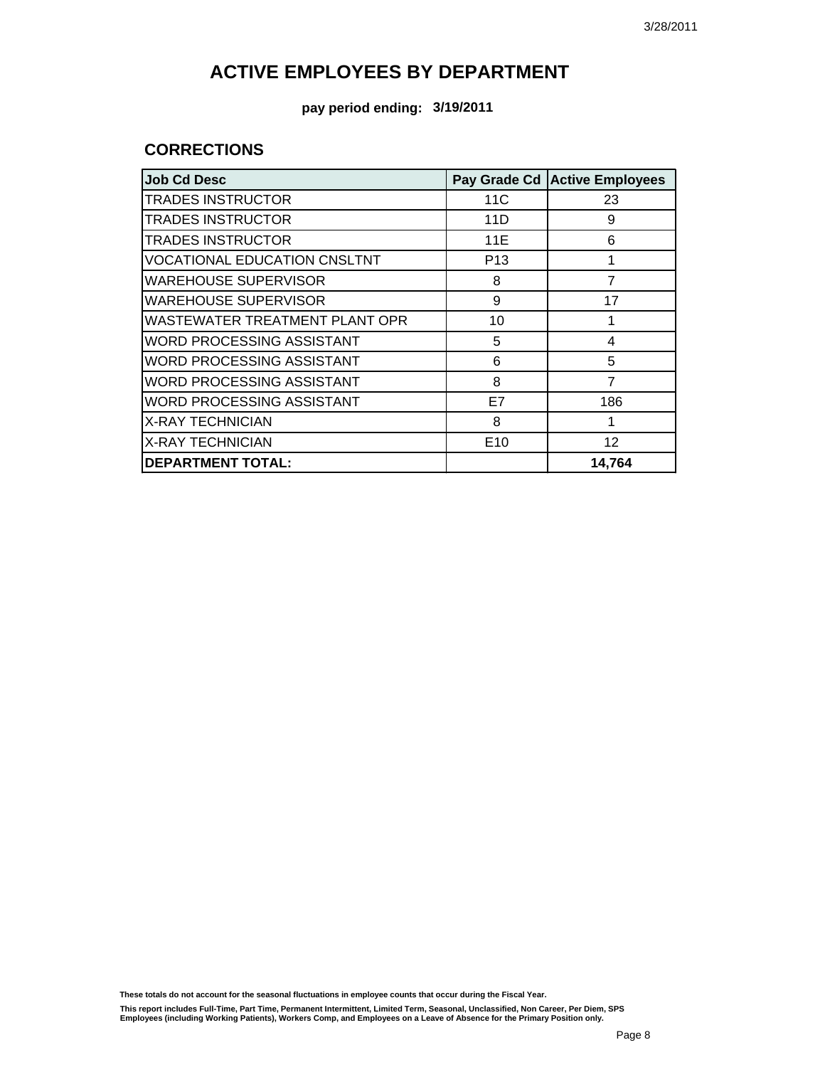# ACTIVE EMPLOYEES BY DEPARTMENT

**pay period ending: 3/19/2011**

## CORRECTIONS

| Job Cd Desc | Pay Grade Cd | Active Employees |
|---|---|---|
| TRADES INSTRUCTOR | 11C | 23 |
| TRADES INSTRUCTOR | 11D | 9 |
| TRADES INSTRUCTOR | 11E | 6 |
| VOCATIONAL EDUCATION CNSLTNT | P13 | 1 |
| WAREHOUSE SUPERVISOR | 8 | 7 |
| WAREHOUSE SUPERVISOR | 9 | 17 |
| WASTEWATER TREATMENT PLANT OPR | 10 | 1 |
| WORD PROCESSING ASSISTANT | 5 | 4 |
| WORD PROCESSING ASSISTANT | 6 | 5 |
| WORD PROCESSING ASSISTANT | 8 | 7 |
| WORD PROCESSING ASSISTANT | E7 | 186 |
| X-RAY TECHNICIAN | 8 | 1 |
| X-RAY TECHNICIAN | E10 | 12 |
| **DEPARTMENT TOTAL:** | | **14,764** |

**These totals do not account for the seasonal fluctuations in employee counts that occur during the Fiscal Year.**

**This report includes Full-Time, Part Time, Permanent Intermittent, Limited Term, Seasonal, Unclassified, Non Career, Per Diem, SPS Employees (including Working Patients), Workers Comp, and Employees on a Leave of Absence for the Primary Position only.**